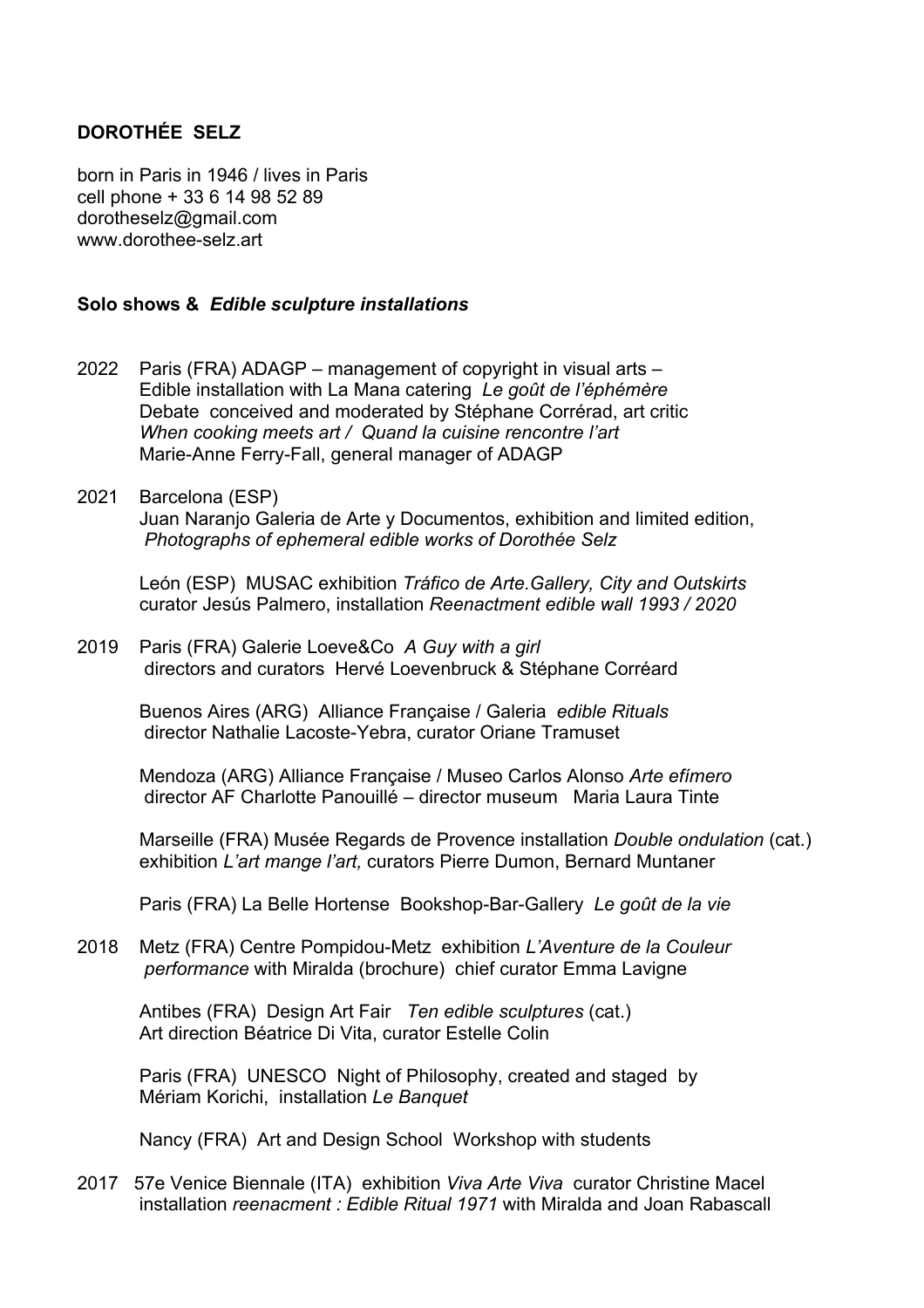## DOROTHÉE SELZ

born in Paris in 1946 / lives in Paris
cell phone + 33 6 14 98 52 89
dorotheselz@gmail.com
www.dorothee-selz.art

### Solo shows & *Edible sculpture installations*

2022 Paris (FRA) ADAGP – management of copyright in visual arts –
Edible installation with La Mana catering *Le goût de l'éphémère*
Debate conceived and moderated by Stéphane Corrérad, art critic
*When cooking meets art / Quand la cuisine rencontre l'art*
Marie-Anne Ferry-Fall, general manager of ADAGP

2021 Barcelona (ESP)
Juan Naranjo Galeria de Arte y Documentos, exhibition and limited edition,
*Photographs of ephemeral edible works of Dorothée Selz*

León (ESP) MUSAC exhibition *Tráfico de Arte.Gallery, City and Outskirts*
curator Jesús Palmero, installation *Reenactment edible wall 1993 / 2020*

2019 Paris (FRA) Galerie Loeve&Co *A Guy with a girl*
directors and curators Hervé Loevenbruck & Stéphane Corréard

Buenos Aires (ARG) Alliance Française / Galeria *edible Rituals*
director Nathalie Lacoste-Yebra, curator Oriane Tramuset

Mendoza (ARG) Alliance Française / Museo Carlos Alonso *Arte efímero*
director AF Charlotte Panouillé – director museum Maria Laura Tinte

Marseille (FRA) Musée Regards de Provence installation *Double ondulation* (cat.)
exhibition *L'art mange l'art,* curators Pierre Dumon, Bernard Muntaner

Paris (FRA) La Belle Hortense Bookshop-Bar-Gallery *Le goût de la vie*

2018 Metz (FRA) Centre Pompidou-Metz exhibition *L'Aventure de la Couleur*
*performance* with Miralda (brochure) chief curator Emma Lavigne

Antibes (FRA) Design Art Fair *Ten edible sculptures* (cat.)
Art direction Béatrice Di Vita, curator Estelle Colin

Paris (FRA) UNESCO Night of Philosophy, created and staged by
Mériam Korichi, installation *Le Banquet*

Nancy (FRA) Art and Design School Workshop with students

2017 57e Venice Biennale (ITA) exhibition *Viva Arte Viva* curator Christine Macel
installation *reenacment : Edible Ritual 1971* with Miralda and Joan Rabascall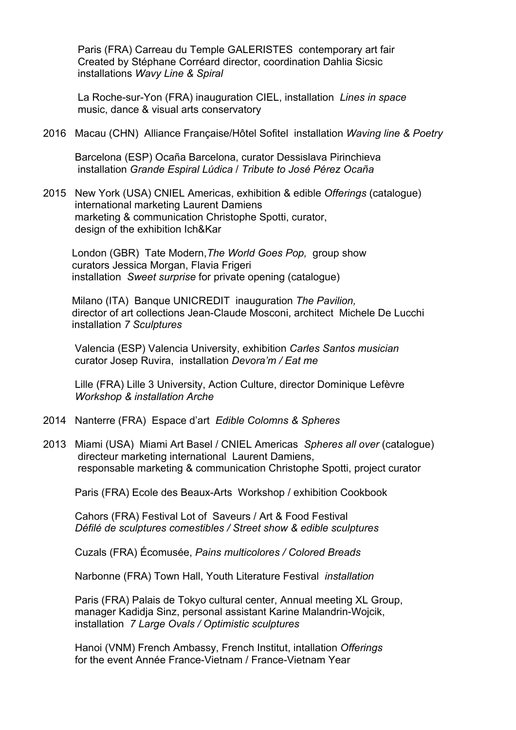Paris (FRA) Carreau du Temple GALERISTES contemporary art fair
Created by Stéphane Corréard director, coordination Dahlia Sicsic
installations *Wavy Line & Spiral*

La Roche-sur-Yon (FRA) inauguration CIEL, installation *Lines in space*
music, dance & visual arts conservatory

2016 Macau (CHN) Alliance Française/Hôtel Sofitel installation *Waving line & Poetry*

Barcelona (ESP) Ocaña Barcelona, curator Dessislava Pirinchieva
installation *Grande Espiral Lúdica* / *Tribute to José Pérez Ocaña*

2015 New York (USA) CNIEL Americas, exhibition & edible *Offerings* (catalogue)
international marketing Laurent Damiens
marketing & communication Christophe Spotti, curator,
design of the exhibition Ich&Kar

London (GBR) Tate Modern, *The World Goes Pop,* group show
curators Jessica Morgan, Flavia Frigeri
installation *Sweet surprise* for private opening (catalogue)

Milano (ITA) Banque UNICREDIT inauguration *The Pavilion,*
director of art collections Jean-Claude Mosconi, architect Michele De Lucchi
installation *7 Sculptures*

Valencia (ESP) Valencia University, exhibition *Carles Santos musician*
curator Josep Ruvira, installation *Devora'm / Eat me*

Lille (FRA) Lille 3 University, Action Culture, director Dominique Lefèvre
*Workshop & installation Arche*

2014 Nanterre (FRA) Espace d'art *Edible Colomns & Spheres*

2013 Miami (USA) Miami Art Basel / CNIEL Americas *Spheres all over* (catalogue)
directeur marketing international Laurent Damiens,
responsable marketing & communication Christophe Spotti, project curator

Paris (FRA) Ecole des Beaux-Arts Workshop / exhibition Cookbook

Cahors (FRA) Festival Lot of Saveurs / Art & Food Festival
*Défilé de sculptures comestibles / Street show & edible sculptures*

Cuzals (FRA) Écomusée, *Pains multicolores / Colored Breads*

Narbonne (FRA) Town Hall, Youth Literature Festival *installation*

Paris (FRA) Palais de Tokyo cultural center, Annual meeting XL Group,
manager Kadidja Sinz, personal assistant Karine Malandrin-Wojcik,
installation *7 Large Ovals / Optimistic sculptures*

Hanoi (VNM) French Ambassy, French Institut, intallation *Offerings*
for the event Année France-Vietnam / France-Vietnam Year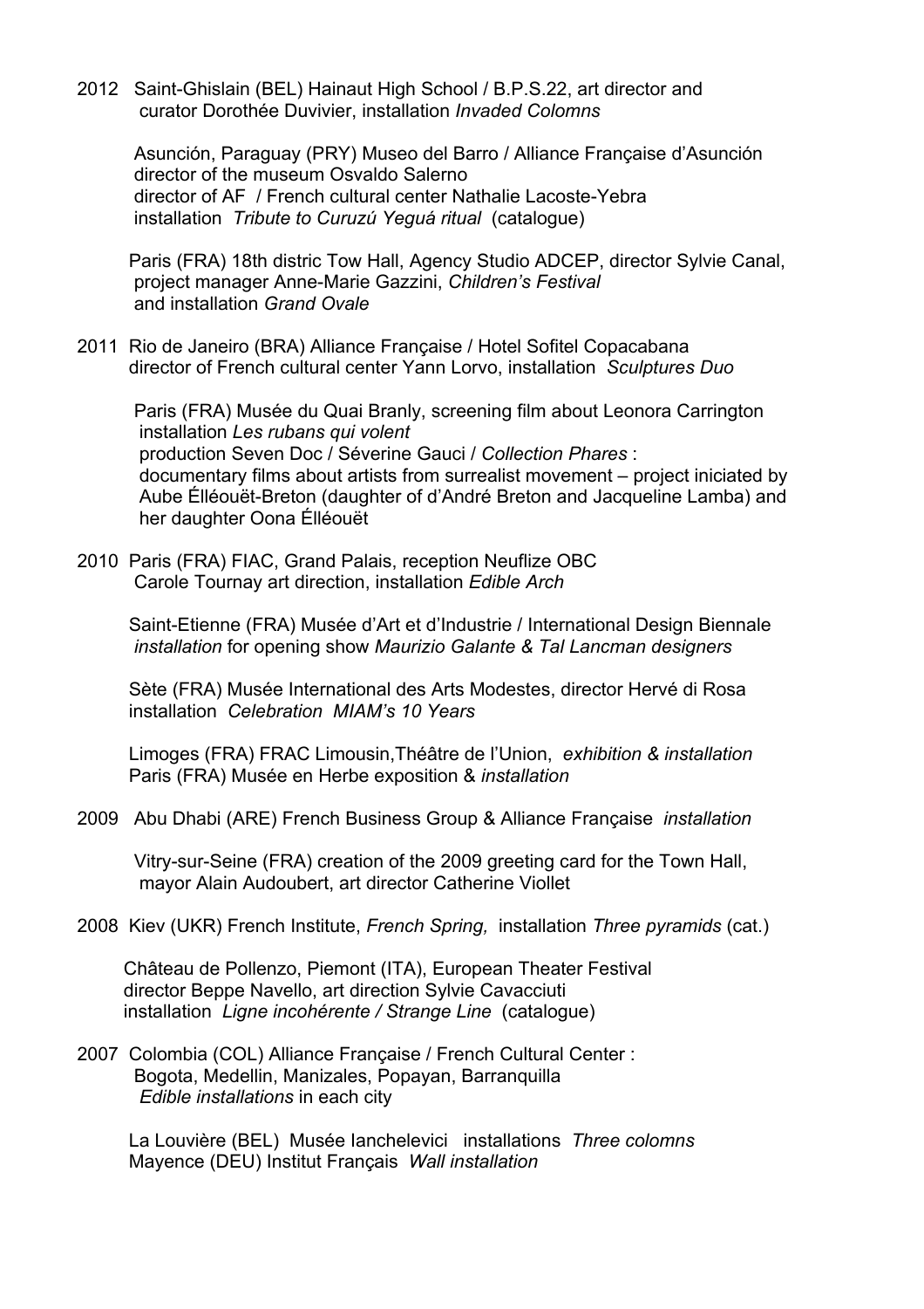2012 Saint-Ghislain (BEL) Hainaut High School / B.P.S.22, art director and curator Dorothée Duvivier, installation *Invaded Colomns*

Asunción, Paraguay (PRY) Museo del Barro / Alliance Française d'Asunción director of the museum Osvaldo Salerno
director of AF / French cultural center Nathalie Lacoste-Yebra
installation *Tribute to Curuzú Yeguá ritual* (catalogue)

Paris (FRA) 18th distric Tow Hall, Agency Studio ADCEP, director Sylvie Canal, project manager Anne-Marie Gazzini, *Children's Festival* and installation *Grand Ovale*

2011 Rio de Janeiro (BRA) Alliance Française / Hotel Sofitel Copacabana director of French cultural center Yann Lorvo, installation *Sculptures Duo*

Paris (FRA) Musée du Quai Branly, screening film about Leonora Carrington installation *Les rubans qui volent*
production Seven Doc / Séverine Gauci / *Collection Phares* :
documentary films about artists from surrealist movement – project iniciated by Aube Élléouët-Breton (daughter of d'André Breton and Jacqueline Lamba) and her daughter Oona Élléouët

2010 Paris (FRA) FIAC, Grand Palais, reception Neuflize OBC
Carole Tournay art direction, installation *Edible Arch*

Saint-Etienne (FRA) Musée d'Art et d'Industrie / International Design Biennale *installation* for opening show *Maurizio Galante & Tal Lancman designers*

Sète (FRA) Musée International des Arts Modestes, director Hervé di Rosa installation *Celebration MIAM's 10 Years*

Limoges (FRA) FRAC Limousin,Théâtre de l'Union, *exhibition & installation*
Paris (FRA) Musée en Herbe exposition & *installation*

2009 Abu Dhabi (ARE) French Business Group & Alliance Française *installation*

Vitry-sur-Seine (FRA) creation of the 2009 greeting card for the Town Hall, mayor Alain Audoubert, art director Catherine Viollet

2008 Kiev (UKR) French Institute, *French Spring,* installation *Three pyramids* (cat.)

Château de Pollenzo, Piemont (ITA), European Theater Festival
director Beppe Navello, art direction Sylvie Cavacciuti
installation *Ligne incohérente / Strange Line* (catalogue)

2007 Colombia (COL) Alliance Française / French Cultural Center :
Bogota, Medellin, Manizales, Popayan, Barranquilla
*Edible installations* in each city

La Louvière (BEL) Musée Ianchelevici installations *Three colomns*
Mayence (DEU) Institut Français *Wall installation*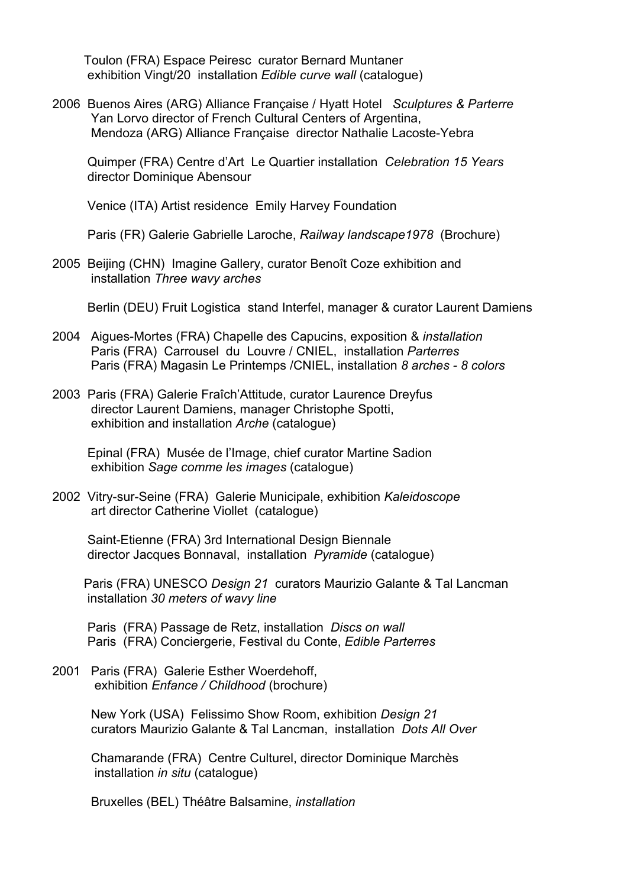Toulon (FRA) Espace Peiresc curator Bernard Muntaner
exhibition Vingt/20 installation *Edible curve wall* (catalogue)

2006 Buenos Aires (ARG) Alliance Française / Hyatt Hotel *Sculptures & Parterre*
Yan Lorvo director of French Cultural Centers of Argentina,
Mendoza (ARG) Alliance Française director Nathalie Lacoste-Yebra

Quimper (FRA) Centre d'Art Le Quartier installation *Celebration 15 Years*
director Dominique Abensour

Venice (ITA) Artist residence Emily Harvey Foundation

Paris (FR) Galerie Gabrielle Laroche, *Railway landscape1978* (Brochure)

2005 Beijing (CHN) Imagine Gallery, curator Benoît Coze exhibition and
installation *Three wavy arches*

Berlin (DEU) Fruit Logistica stand Interfel, manager & curator Laurent Damiens

2004 Aigues-Mortes (FRA) Chapelle des Capucins, exposition & *installation*
Paris (FRA) Carrousel du Louvre / CNIEL, installation *Parterres*
Paris (FRA) Magasin Le Printemps /CNIEL, installation *8 arches - 8 colors*

2003 Paris (FRA) Galerie Fraîch'Attitude, curator Laurence Dreyfus
director Laurent Damiens, manager Christophe Spotti,
exhibition and installation *Arche* (catalogue)

Epinal (FRA) Musée de l'Image, chief curator Martine Sadion
exhibition *Sage comme les images* (catalogue)

2002 Vitry-sur-Seine (FRA) Galerie Municipale, exhibition *Kaleidoscope*
art director Catherine Viollet (catalogue)

Saint-Etienne (FRA) 3rd International Design Biennale
director Jacques Bonnaval, installation *Pyramide* (catalogue)

Paris (FRA) UNESCO *Design 21* curators Maurizio Galante & Tal Lancman
installation *30 meters of wavy line*

Paris (FRA) Passage de Retz, installation *Discs on wall*
Paris (FRA) Conciergerie, Festival du Conte, *Edible Parterres*

2001 Paris (FRA) Galerie Esther Woerdehoff,
exhibition *Enfance / Childhood* (brochure)

New York (USA) Felissimo Show Room, exhibition *Design 21*
curators Maurizio Galante & Tal Lancman, installation *Dots All Over*

Chamarande (FRA) Centre Culturel, director Dominique Marchès
installation *in situ* (catalogue)

Bruxelles (BEL) Théâtre Balsamine, *installation*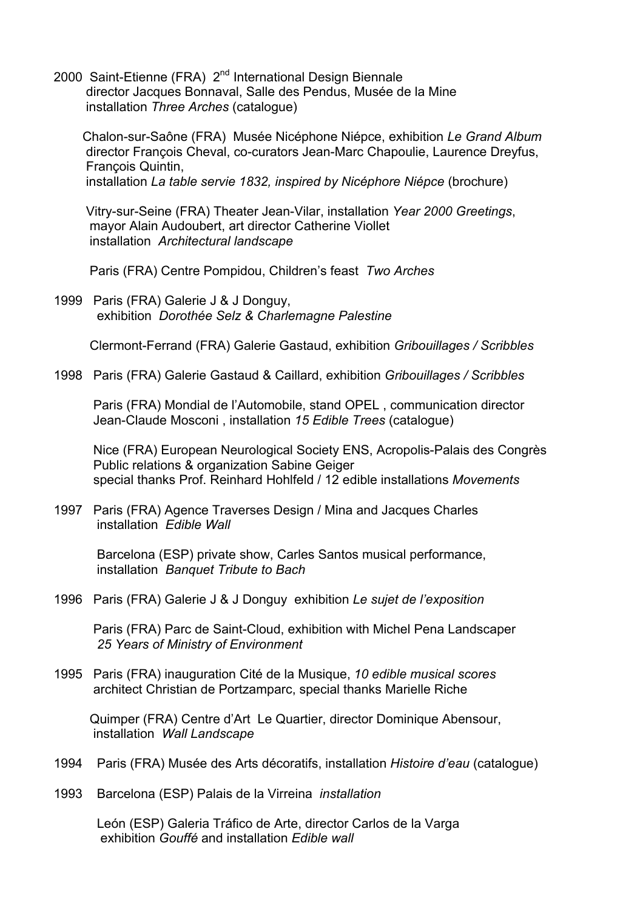2000 Saint-Etienne (FRA) 2nd International Design Biennale
director Jacques Bonnaval, Salle des Pendus, Musée de la Mine
installation *Three Arches* (catalogue)

Chalon-sur-Saône (FRA) Musée Nicéphone Niépce, exhibition *Le Grand Album*
director François Cheval, co-curators Jean-Marc Chapoulie, Laurence Dreyfus, François Quintin,
installation *La table servie 1832, inspired by Nicéphore Niépce* (brochure)

Vitry-sur-Seine (FRA) Theater Jean-Vilar, installation *Year 2000 Greetings*,
mayor Alain Audoubert, art director Catherine Viollet
installation *Architectural landscape*

Paris (FRA) Centre Pompidou, Children's feast *Two Arches*

1999 Paris (FRA) Galerie J & J Donguy,
exhibition *Dorothée Selz & Charlemagne Palestine*

Clermont-Ferrand (FRA) Galerie Gastaud, exhibition *Gribouillages / Scribbles*

1998 Paris (FRA) Galerie Gastaud & Caillard, exhibition *Gribouillages / Scribbles*

Paris (FRA) Mondial de l'Automobile, stand OPEL , communication director
Jean-Claude Mosconi , installation *15 Edible Trees* (catalogue)

Nice (FRA) European Neurological Society ENS, Acropolis-Palais des Congrès
Public relations & organization Sabine Geiger
special thanks Prof. Reinhard Hohlfeld / 12 edible installations *Movements*

1997 Paris (FRA) Agence Traverses Design / Mina and Jacques Charles
installation *Edible Wall*

Barcelona (ESP) private show, Carles Santos musical performance,
installation *Banquet Tribute to Bach*

1996 Paris (FRA) Galerie J & J Donguy exhibition *Le sujet de l'exposition*

Paris (FRA) Parc de Saint-Cloud, exhibition with Michel Pena Landscaper
*25 Years of Ministry of Environment*

1995 Paris (FRA) inauguration Cité de la Musique, *10 edible musical scores*
architect Christian de Portzamparc, special thanks Marielle Riche

Quimper (FRA) Centre d'Art Le Quartier, director Dominique Abensour,
installation *Wall Landscape*

1994 Paris (FRA) Musée des Arts décoratifs, installation *Histoire d'eau* (catalogue)

1993 Barcelona (ESP) Palais de la Virreina *installation*

León (ESP) Galeria Tráfico de Arte, director Carlos de la Varga
exhibition *Gouffé* and installation *Edible wall*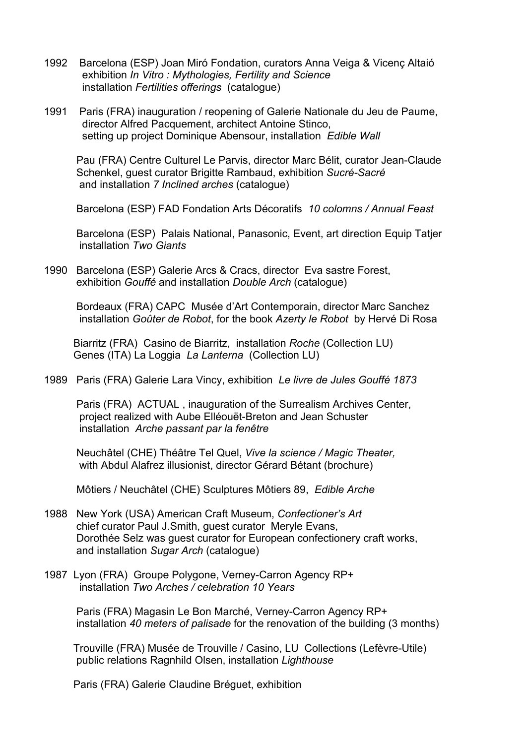1992 Barcelona (ESP) Joan Miró Fondation, curators Anna Veiga & Vicenç Altaió
exhibition *In Vitro : Mythologies, Fertility and Science*
installation *Fertilities offerings* (catalogue)

1991 Paris (FRA) inauguration / reopening of Galerie Nationale du Jeu de Paume,
director Alfred Pacquement, architect Antoine Stinco,
setting up project Dominique Abensour, installation *Edible Wall*

Pau (FRA) Centre Culturel Le Parvis, director Marc Bélit, curator Jean-Claude Schenkel, guest curator Brigitte Rambaud, exhibition *Sucré-Sacré*
and installation *7 Inclined arches* (catalogue)

Barcelona (ESP) FAD Fondation Arts Décoratifs *10 colomns / Annual Feast*

Barcelona (ESP) Palais National, Panasonic, Event, art direction Equip Tatjer
installation *Two Giants*

1990 Barcelona (ESP) Galerie Arcs & Cracs, director Eva sastre Forest,
exhibition *Gouffé* and installation *Double Arch* (catalogue)

Bordeaux (FRA) CAPC Musée d'Art Contemporain, director Marc Sanchez
installation *Goûter de Robot*, for the book *Azerty le Robot* by Hervé Di Rosa

Biarritz (FRA) Casino de Biarritz, installation *Roche* (Collection LU)
Genes (ITA) La Loggia *La Lanterna* (Collection LU)

1989 Paris (FRA) Galerie Lara Vincy, exhibition *Le livre de Jules Gouffé 1873*

Paris (FRA) ACTUAL , inauguration of the Surrealism Archives Center,
project realized with Aube Elléouët-Breton and Jean Schuster
installation *Arche passant par la fenêtre*

Neuchâtel (CHE) Théâtre Tel Quel, *Vive la science / Magic Theater,*
with Abdul Alafrez illusionist, director Gérard Bétant (brochure)

Môtiers / Neuchâtel (CHE) Sculptures Môtiers 89, *Edible Arche*

1988 New York (USA) American Craft Museum, *Confectioner's Art*
chief curator Paul J.Smith, guest curator Meryle Evans,
Dorothée Selz was guest curator for European confectionery craft works,
and installation *Sugar Arch* (catalogue)

1987 Lyon (FRA) Groupe Polygone, Verney-Carron Agency RP+
installation *Two Arches / celebration 10 Years*

Paris (FRA) Magasin Le Bon Marché, Verney-Carron Agency RP+
installation *40 meters of palisade* for the renovation of the building (3 months)

Trouville (FRA) Musée de Trouville / Casino, LU Collections (Lefèvre-Utile)
public relations Ragnhild Olsen, installation *Lighthouse*

Paris (FRA) Galerie Claudine Bréguet, exhibition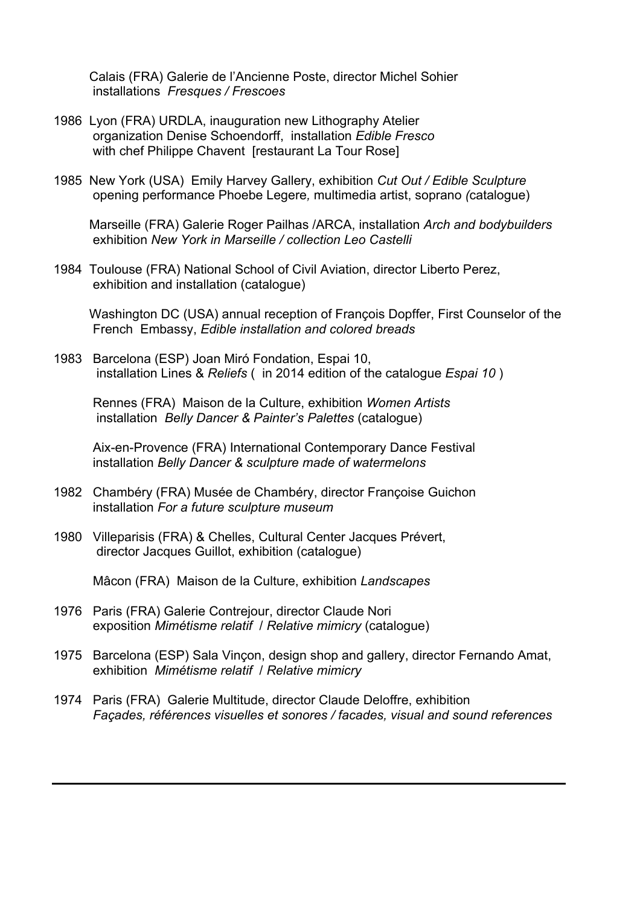Calais (FRA) Galerie de l'Ancienne Poste, director Michel Sohier
installations *Fresques / Frescoes*

1986 Lyon (FRA) URDLA, inauguration new Lithography Atelier
organization Denise Schoendorff, installation *Edible Fresco*
with chef Philippe Chavent [restaurant La Tour Rose]

1985 New York (USA) Emily Harvey Gallery, exhibition *Cut Out / Edible Sculpture*
opening performance Phoebe Legere, multimedia artist, soprano (catalogue)

Marseille (FRA) Galerie Roger Pailhas /ARCA, installation *Arch and bodybuilders*
exhibition *New York in Marseille / collection Leo Castelli*

1984 Toulouse (FRA) National School of Civil Aviation, director Liberto Perez,
exhibition and installation (catalogue)

Washington DC (USA) annual reception of François Dopffer, First Counselor of the
French Embassy, *Edible installation and colored breads*

1983 Barcelona (ESP) Joan Miró Fondation, Espai 10,
installation Lines & *Reliefs* ( in 2014 edition of the catalogue *Espai 10* )

Rennes (FRA) Maison de la Culture, exhibition *Women Artists*
installation *Belly Dancer & Painter's Palettes* (catalogue)

Aix-en-Provence (FRA) International Contemporary Dance Festival
installation *Belly Dancer & sculpture made of watermelons*

1982 Chambéry (FRA) Musée de Chambéry, director Françoise Guichon
installation *For a future sculpture museum*

1980 Villeparisis (FRA) & Chelles, Cultural Center Jacques Prévert,
director Jacques Guillot, exhibition (catalogue)

Mâcon (FRA) Maison de la Culture, exhibition *Landscapes*

1976 Paris (FRA) Galerie Contrejour, director Claude Nori
exposition *Mimétisme relatif* / *Relative mimicry* (catalogue)

1975 Barcelona (ESP) Sala Vinçon, design shop and gallery, director Fernando Amat,
exhibition *Mimétisme relatif* / *Relative mimicry*

1974 Paris (FRA) Galerie Multitude, director Claude Deloffre, exhibition
*Façades, références visuelles et sonores / facades, visual and sound references*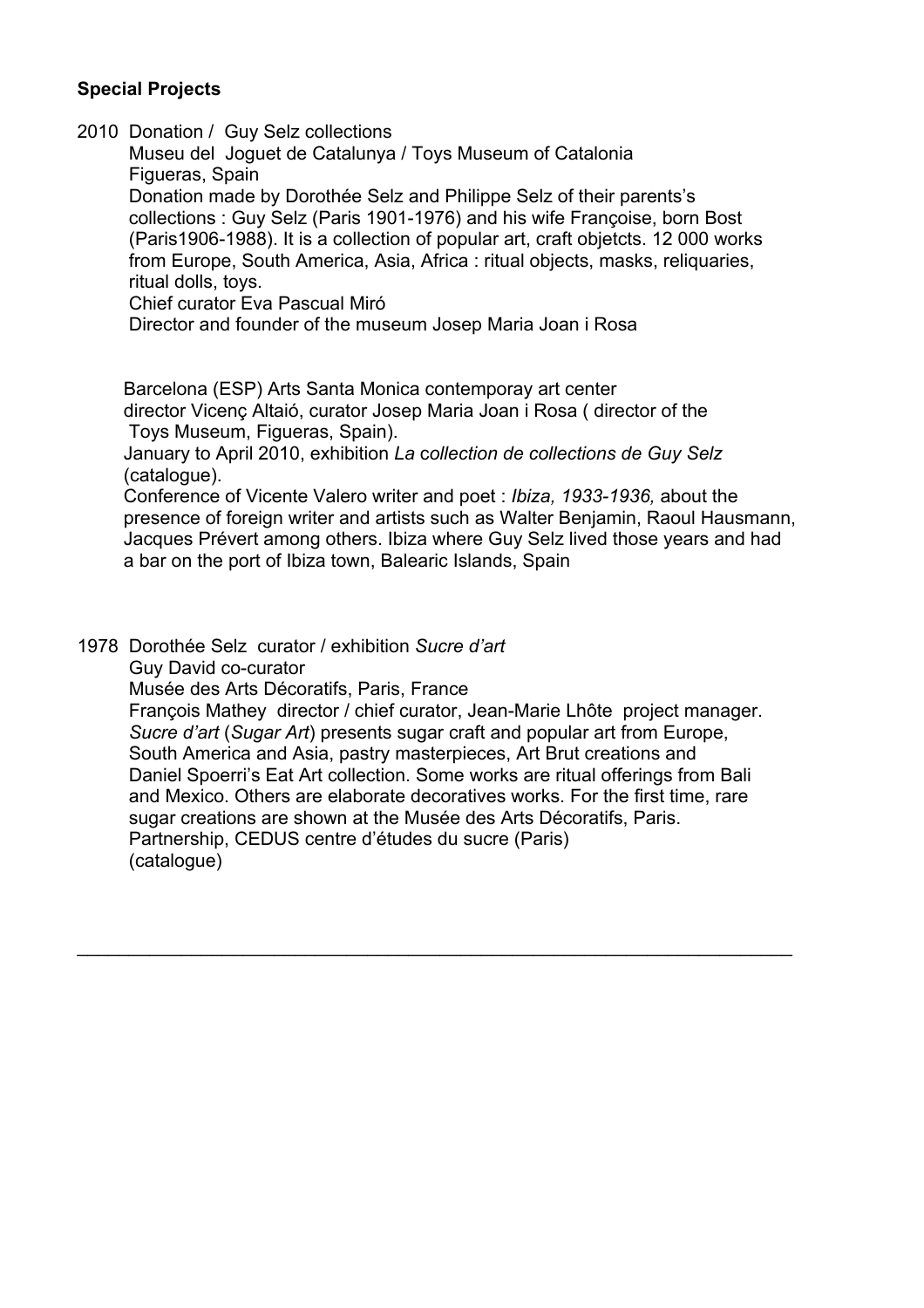**Special Projects**

2010 Donation / Guy Selz collections

Museu del Joguet de Catalunya / Toys Museum of Catalonia
Figueras, Spain
Donation made by Dorothée Selz and Philippe Selz of their parents's collections : Guy Selz (Paris 1901-1976) and his wife Françoise, born Bost (Paris1906-1988). It is a collection of popular art, craft objetcts. 12 000 works from Europe, South America, Asia, Africa : ritual objects, masks, reliquaries, ritual dolls, toys.
Chief curator Eva Pascual Miró
Director and founder of the museum Josep Maria Joan i Rosa

Barcelona (ESP) Arts Santa Monica contemporay art center
director Vicenç Altaió, curator Josep Maria Joan i Rosa ( director of the Toys Museum, Figueras, Spain).
January to April 2010, exhibition *La collection de collections de Guy Selz* (catalogue).
Conference of Vicente Valero writer and poet : *Ibiza, 1933-1936,* about the presence of foreign writer and artists such as Walter Benjamin, Raoul Hausmann, Jacques Prévert among others. Ibiza where Guy Selz lived those years and had a bar on the port of Ibiza town, Balearic Islands, Spain

1978 Dorothée Selz curator / exhibition *Sucre d'art*

Guy David co-curator
Musée des Arts Décoratifs, Paris, France
François Mathey director / chief curator, Jean-Marie Lhôte project manager.
*Sucre d'art* (*Sugar Art*) presents sugar craft and popular art from Europe, South America and Asia, pastry masterpieces, Art Brut creations and Daniel Spoerri's Eat Art collection. Some works are ritual offerings from Bali and Mexico. Others are elaborate decoratives works. For the first time, rare sugar creations are shown at the Musée des Arts Décoratifs, Paris.
Partnership, CEDUS centre d'études du sucre (Paris)
(catalogue)

---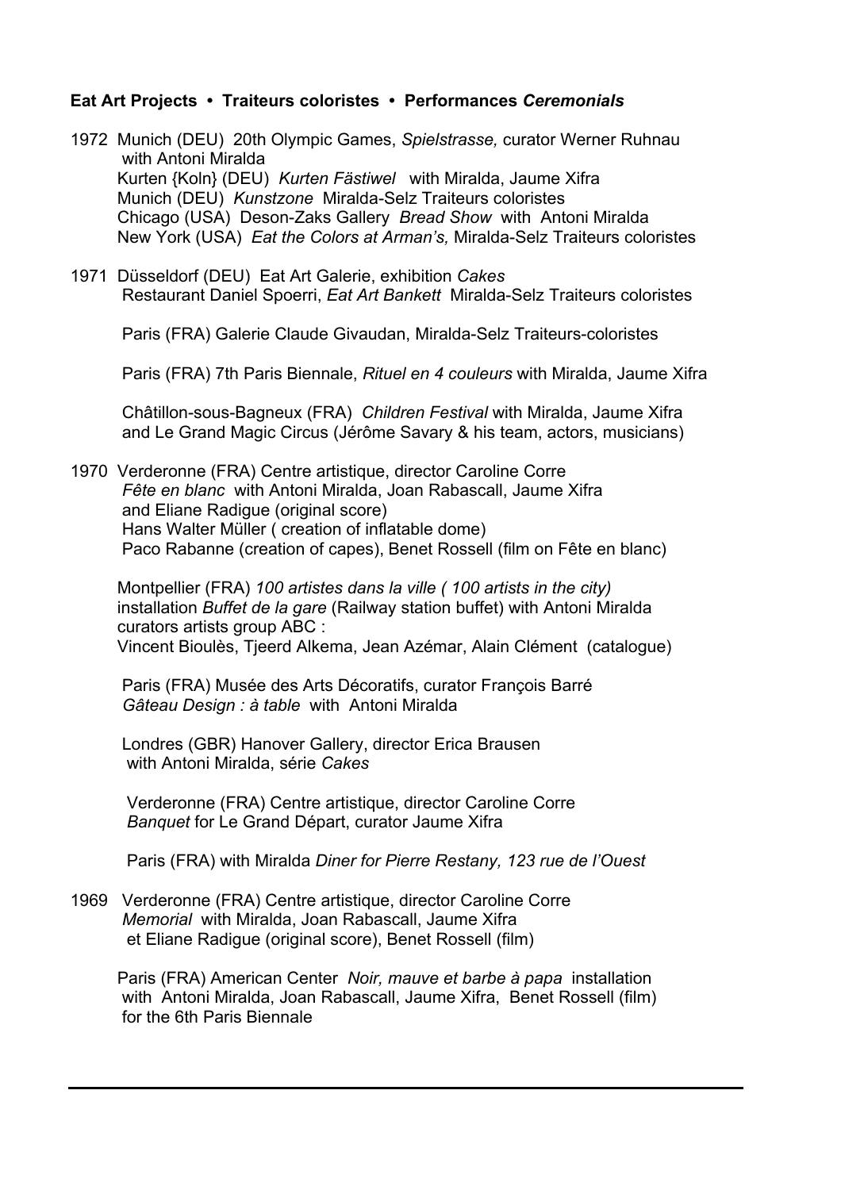**Eat Art Projects • Traiteurs coloristes • Performances *Ceremonials***

1972 Munich (DEU) 20th Olympic Games, *Spielstrasse,* curator Werner Ruhnau with Antoni Miralda
Kurten {Koln} (DEU) *Kurten Fästiwel* with Miralda, Jaume Xifra
Munich (DEU) *Kunstzone* Miralda-Selz Traiteurs coloristes
Chicago (USA) Deson-Zaks Gallery *Bread Show* with Antoni Miralda
New York (USA) *Eat the Colors at Arman's,* Miralda-Selz Traiteurs coloristes

1971 Düsseldorf (DEU) Eat Art Galerie, exhibition *Cakes*
Restaurant Daniel Spoerri, *Eat Art Bankett* Miralda-Selz Traiteurs coloristes

Paris (FRA) Galerie Claude Givaudan, Miralda-Selz Traiteurs-coloristes

Paris (FRA) 7th Paris Biennale, *Rituel en 4 couleurs* with Miralda, Jaume Xifra

Châtillon-sous-Bagneux (FRA) *Children Festival* with Miralda, Jaume Xifra and Le Grand Magic Circus (Jérôme Savary & his team, actors, musicians)

1970 Verderonne (FRA) Centre artistique, director Caroline Corre
*Fête en blanc* with Antoni Miralda, Joan Rabascall, Jaume Xifra and Eliane Radigue (original score)
Hans Walter Müller ( creation of inflatable dome)
Paco Rabanne (creation of capes), Benet Rossell (film on Fête en blanc)

Montpellier (FRA) *100 artistes dans la ville ( 100 artists in the city)*
installation *Buffet de la gare* (Railway station buffet) with Antoni Miralda
curators artists group ABC :
Vincent Bioulès, Tjeerd Alkema, Jean Azémar, Alain Clément (catalogue)

Paris (FRA) Musée des Arts Décoratifs, curator François Barré
*Gâteau Design : à table* with Antoni Miralda

Londres (GBR) Hanover Gallery, director Erica Brausen
with Antoni Miralda, série *Cakes*

Verderonne (FRA) Centre artistique, director Caroline Corre
*Banquet* for Le Grand Départ, curator Jaume Xifra

Paris (FRA) with Miralda *Diner for Pierre Restany, 123 rue de l'Ouest*

1969 Verderonne (FRA) Centre artistique, director Caroline Corre
*Memorial* with Miralda, Joan Rabascall, Jaume Xifra et Eliane Radigue (original score), Benet Rossell (film)

Paris (FRA) American Center *Noir, mauve et barbe à papa* installation with Antoni Miralda, Joan Rabascall, Jaume Xifra, Benet Rossell (film) for the 6th Paris Biennale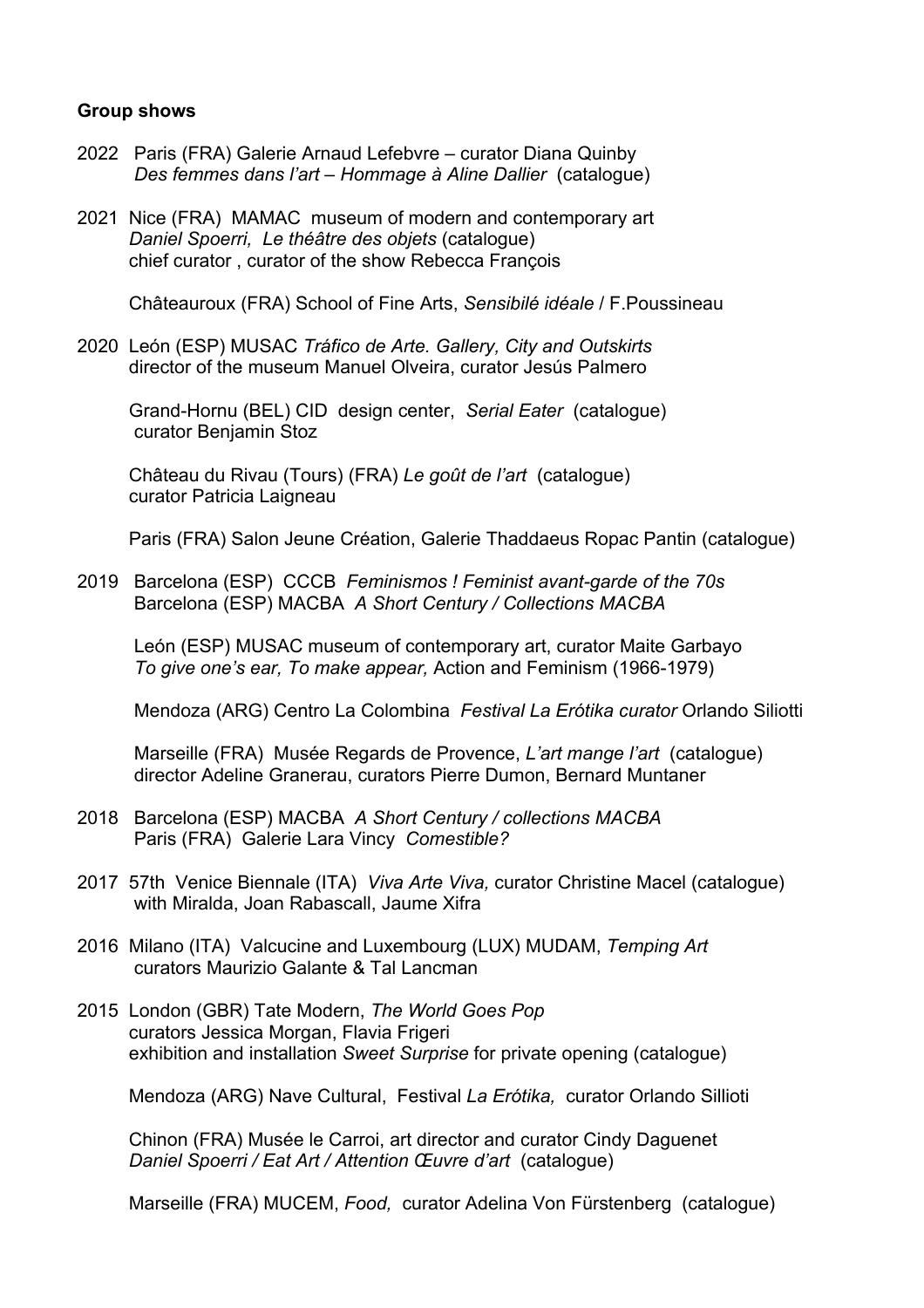**Group shows**

2022 Paris (FRA) Galerie Arnaud Lefebvre – curator Diana Quinby
*Des femmes dans l'art – Hommage à Aline Dallier* (catalogue)

2021 Nice (FRA) MAMAC museum of modern and contemporary art
*Daniel Spoerri, Le théâtre des objets* (catalogue)
chief curator , curator of the show Rebecca François

Châteauroux (FRA) School of Fine Arts, *Sensibilé idéale* / F.Poussineau

2020 León (ESP) MUSAC *Tráfico de Arte. Gallery, City and Outskirts*
director of the museum Manuel Olveira, curator Jesús Palmero

Grand-Hornu (BEL) CID design center, *Serial Eater* (catalogue)
curator Benjamin Stoz

Château du Rivau (Tours) (FRA) *Le goût de l'art* (catalogue)
curator Patricia Laigneau

Paris (FRA) Salon Jeune Création, Galerie Thaddaeus Ropac Pantin (catalogue)

2019 Barcelona (ESP) CCCB *Feminismos ! Feminist avant-garde of the 70s*
Barcelona (ESP) MACBA *A Short Century / Collections MACBA*

León (ESP) MUSAC museum of contemporary art, curator Maite Garbayo
*To give one's ear, To make appear,* Action and Feminism (1966-1979)

Mendoza (ARG) Centro La Colombina *Festival La Erótika curator* Orlando Siliotti

Marseille (FRA) Musée Regards de Provence, *L'art mange l'art* (catalogue)
director Adeline Granerau, curators Pierre Dumon, Bernard Muntaner

2018 Barcelona (ESP) MACBA *A Short Century / collections MACBA*
Paris (FRA) Galerie Lara Vincy *Comestible?*

2017 57th Venice Biennale (ITA) *Viva Arte Viva,* curator Christine Macel (catalogue)
with Miralda, Joan Rabascall, Jaume Xifra

2016 Milano (ITA) Valcucine and Luxembourg (LUX) MUDAM, *Temping Art*
curators Maurizio Galante & Tal Lancman

2015 London (GBR) Tate Modern, *The World Goes Pop*
curators Jessica Morgan, Flavia Frigeri
exhibition and installation *Sweet Surprise* for private opening (catalogue)

Mendoza (ARG) Nave Cultural, Festival *La Erótika,* curator Orlando Sillioti

Chinon (FRA) Musée le Carroi, art director and curator Cindy Daguenet
*Daniel Spoerri / Eat Art / Attention Œuvre d'art* (catalogue)

Marseille (FRA) MUCEM, *Food,* curator Adelina Von Fürstenberg (catalogue)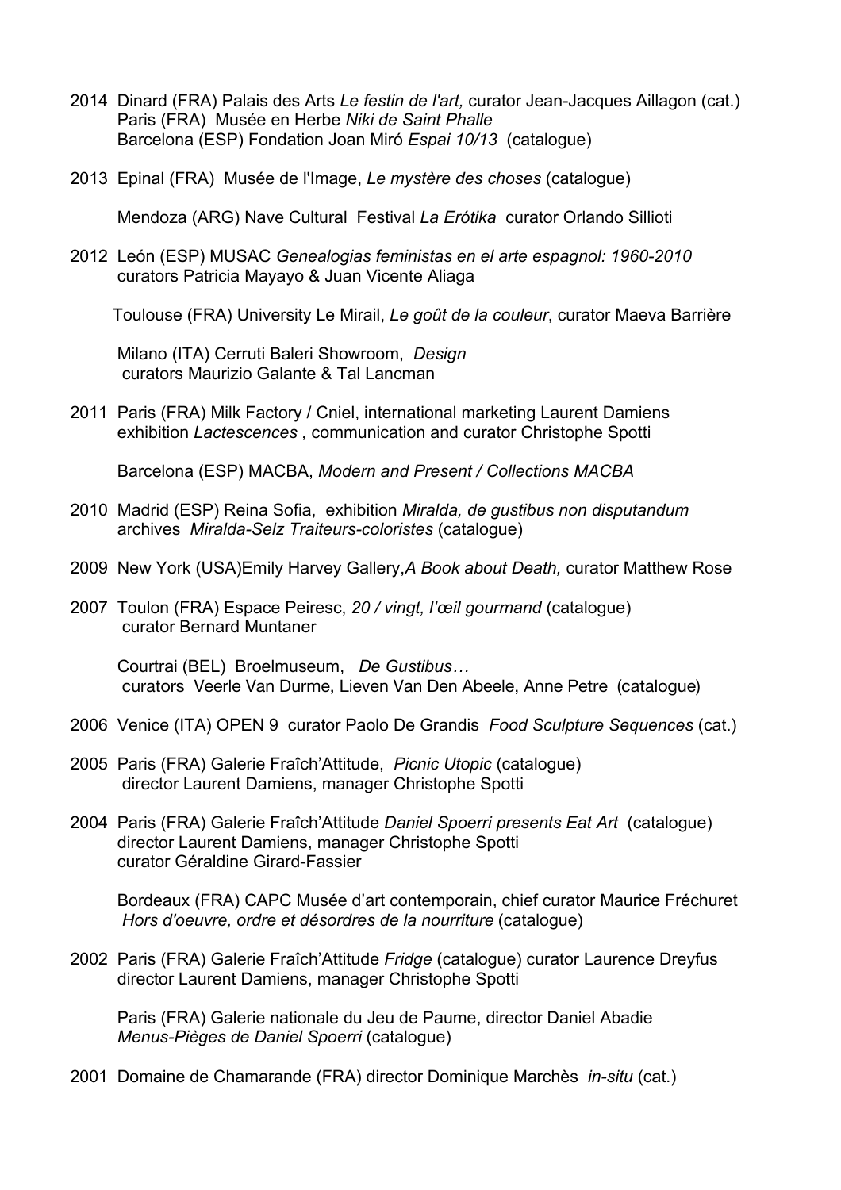2014 Dinard (FRA) Palais des Arts *Le festin de l'art,* curator Jean-Jacques Aillagon (cat.)
Paris (FRA) Musée en Herbe *Niki de Saint Phalle*
Barcelona (ESP) Fondation Joan Miró *Espai 10/13* (catalogue)

2013 Epinal (FRA) Musée de l'Image, *Le mystère des choses* (catalogue)

Mendoza (ARG) Nave Cultural Festival *La Erótika* curator Orlando Sillioti

2012 León (ESP) MUSAC *Genealogias feministas en el arte espagnol: 1960-2010*
curators Patricia Mayayo & Juan Vicente Aliaga

Toulouse (FRA) University Le Mirail, *Le goût de la couleur*, curator Maeva Barrière

Milano (ITA) Cerruti Baleri Showroom, *Design*
curators Maurizio Galante & Tal Lancman

2011 Paris (FRA) Milk Factory / Cniel, international marketing Laurent Damiens
exhibition *Lactescences ,* communication and curator Christophe Spotti

Barcelona (ESP) MACBA, *Modern and Present / Collections MACBA*

2010 Madrid (ESP) Reina Sofia, exhibition *Miralda, de gustibus non disputandum*
archives *Miralda-Selz Traiteurs-coloristes* (catalogue)

2009 New York (USA)Emily Harvey Gallery,*A Book about Death,* curator Matthew Rose

2007 Toulon (FRA) Espace Peiresc, *20 / vingt, l'œil gourmand* (catalogue)
curator Bernard Muntaner

Courtrai (BEL) Broelmuseum, *De Gustibus…*
curators Veerle Van Durme, Lieven Van Den Abeele, Anne Petre (catalogue)

2006 Venice (ITA) OPEN 9 curator Paolo De Grandis *Food Sculpture Sequences* (cat.)

2005 Paris (FRA) Galerie Fraîch'Attitude, *Picnic Utopic* (catalogue)
director Laurent Damiens, manager Christophe Spotti

2004 Paris (FRA) Galerie Fraîch'Attitude *Daniel Spoerri presents Eat Art* (catalogue)
director Laurent Damiens, manager Christophe Spotti
curator Géraldine Girard-Fassier

Bordeaux (FRA) CAPC Musée d'art contemporain, chief curator Maurice Fréchuret
*Hors d'oeuvre, ordre et désordres de la nourriture* (catalogue)

2002 Paris (FRA) Galerie Fraîch'Attitude *Fridge* (catalogue) curator Laurence Dreyfus
director Laurent Damiens, manager Christophe Spotti

Paris (FRA) Galerie nationale du Jeu de Paume, director Daniel Abadie
*Menus-Pièges de Daniel Spoerri* (catalogue)

2001 Domaine de Chamarande (FRA) director Dominique Marchès *in-situ* (cat.)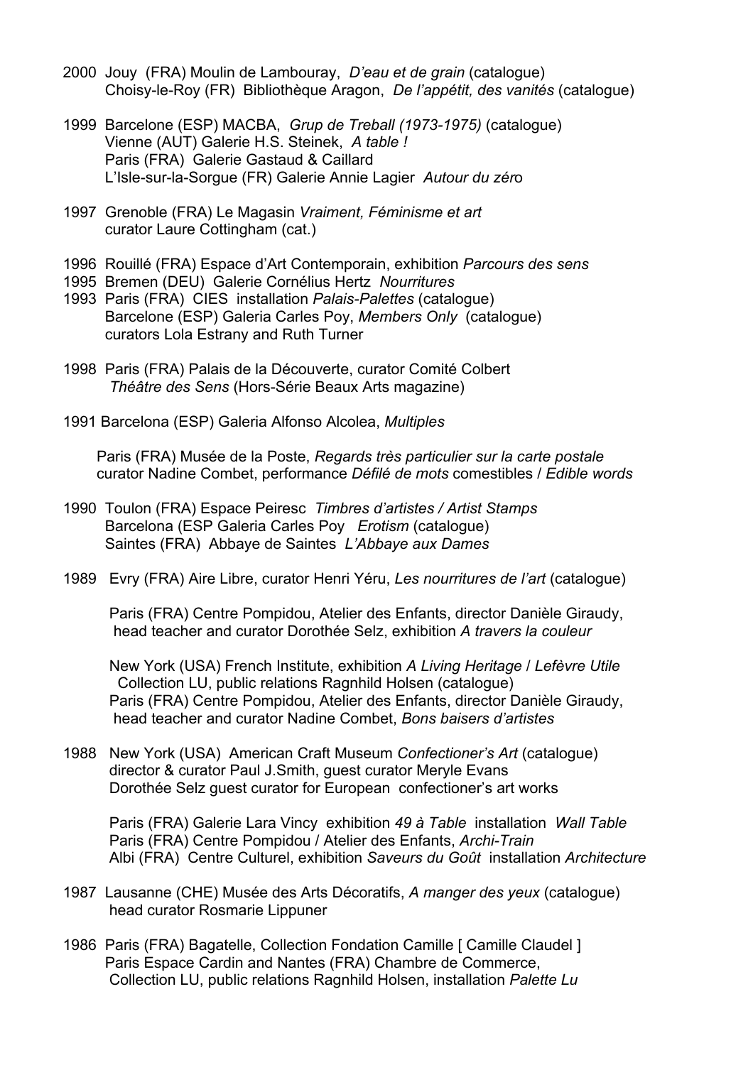2000 Jouy (FRA) Moulin de Lambouray, *D'eau et de grain* (catalogue)
Choisy-le-Roy (FR) Bibliothèque Aragon, *De l'appétit, des vanités* (catalogue)

1999 Barcelone (ESP) MACBA, *Grup de Treball (1973-1975)* (catalogue)
Vienne (AUT) Galerie H.S. Steinek, *A table !*
Paris (FRA) Galerie Gastaud & Caillard
L'Isle-sur-la-Sorgue (FR) Galerie Annie Lagier *Autour du zér*o

1997 Grenoble (FRA) Le Magasin *Vraiment, Féminisme et art*
curator Laure Cottingham (cat.)

1996 Rouillé (FRA) Espace d'Art Contemporain, exhibition *Parcours des sens*
1995 Bremen (DEU) Galerie Cornélius Hertz *Nourritures*
1993 Paris (FRA) CIES installation *Palais-Palettes* (catalogue)
Barcelone (ESP) Galeria Carles Poy, *Members Only* (catalogue)
curators Lola Estrany and Ruth Turner

1998 Paris (FRA) Palais de la Découverte, curator Comité Colbert
*Théâtre des Sens* (Hors-Série Beaux Arts magazine)

1991 Barcelona (ESP) Galeria Alfonso Alcolea, *Multiples*

Paris (FRA) Musée de la Poste, *Regards très particulier sur la carte postale*
curator Nadine Combet, performance *Défilé de mots* comestibles / *Edible words*

1990 Toulon (FRA) Espace Peiresc *Timbres d'artistes / Artist Stamps*
Barcelona (ESP Galeria Carles Poy *Erotism* (catalogue)
Saintes (FRA) Abbaye de Saintes *L'Abbaye aux Dames*

1989 Evry (FRA) Aire Libre, curator Henri Yéru, *Les nourritures de l'art* (catalogue)

Paris (FRA) Centre Pompidou, Atelier des Enfants, director Danièle Giraudy,
head teacher and curator Dorothée Selz, exhibition *A travers la couleur*

New York (USA) French Institute, exhibition *A Living Heritage* / *Lefèvre Utile*
Collection LU, public relations Ragnhild Holsen (catalogue)
Paris (FRA) Centre Pompidou, Atelier des Enfants, director Danièle Giraudy,
head teacher and curator Nadine Combet, *Bons baisers d'artistes*

1988 New York (USA) American Craft Museum *Confectioner's Art* (catalogue)
director & curator Paul J.Smith, guest curator Meryle Evans
Dorothée Selz guest curator for European confectioner's art works

Paris (FRA) Galerie Lara Vincy exhibition *49 à Table* installation *Wall Table*
Paris (FRA) Centre Pompidou / Atelier des Enfants, *Archi-Train*
Albi (FRA) Centre Culturel, exhibition *Saveurs du Goût* installation *Architecture*

1987 Lausanne (CHE) Musée des Arts Décoratifs, *A manger des yeux* (catalogue)
head curator Rosmarie Lippuner

1986 Paris (FRA) Bagatelle, Collection Fondation Camille [ Camille Claudel ]
Paris Espace Cardin and Nantes (FRA) Chambre de Commerce,
Collection LU, public relations Ragnhild Holsen, installation *Palette Lu*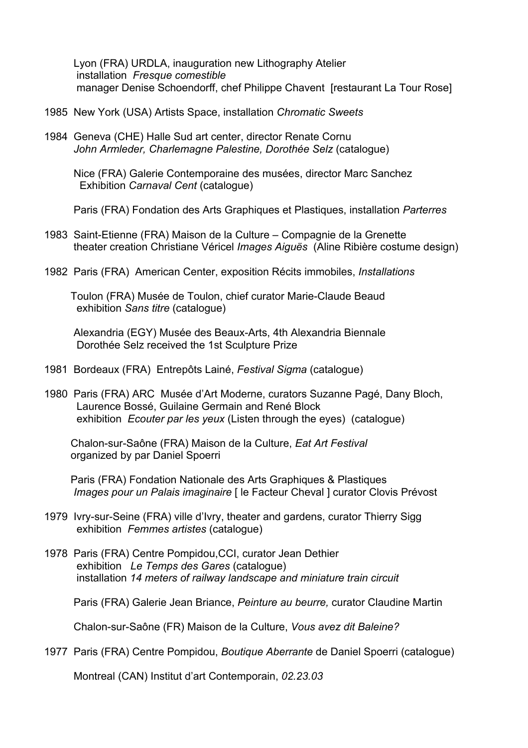Lyon (FRA) URDLA, inauguration new Lithography Atelier
installation *Fresque comestible*
manager Denise Schoendorff, chef Philippe Chavent [restaurant La Tour Rose]

1985 New York (USA) Artists Space, installation *Chromatic Sweets*

1984 Geneva (CHE) Halle Sud art center, director Renate Cornu
*John Armleder, Charlemagne Palestine, Dorothée Selz* (catalogue)

Nice (FRA) Galerie Contemporaine des musées, director Marc Sanchez
Exhibition *Carnaval Cent* (catalogue)

Paris (FRA) Fondation des Arts Graphiques et Plastiques, installation *Parterres*

1983 Saint-Etienne (FRA) Maison de la Culture – Compagnie de la Grenette
theater creation Christiane Véricel *Images Aiguës* (Aline Ribière costume design)

1982 Paris (FRA) American Center, exposition Récits immobiles, *Installations*

Toulon (FRA) Musée de Toulon, chief curator Marie-Claude Beaud
exhibition *Sans titre* (catalogue)

Alexandria (EGY) Musée des Beaux-Arts, 4th Alexandria Biennale
Dorothée Selz received the 1st Sculpture Prize

1981 Bordeaux (FRA) Entrepôts Lainé, *Festival Sigma* (catalogue)

1980 Paris (FRA) ARC Musée d'Art Moderne, curators Suzanne Pagé, Dany Bloch,
Laurence Bossé, Guilaine Germain and René Block
exhibition *Ecouter par les yeux* (Listen through the eyes) (catalogue)

Chalon-sur-Saône (FRA) Maison de la Culture, *Eat Art Festival*
organized by par Daniel Spoerri

Paris (FRA) Fondation Nationale des Arts Graphiques & Plastiques
*Images pour un Palais imaginaire* [ le Facteur Cheval ] curator Clovis Prévost

1979 Ivry-sur-Seine (FRA) ville d'Ivry, theater and gardens, curator Thierry Sigg
exhibition *Femmes artistes* (catalogue)

1978 Paris (FRA) Centre Pompidou,CCI, curator Jean Dethier
exhibition *Le Temps des Gares* (catalogue)
installation *14 meters of railway landscape and miniature train circuit*

Paris (FRA) Galerie Jean Briance, *Peinture au beurre,* curator Claudine Martin

Chalon-sur-Saône (FR) Maison de la Culture, *Vous avez dit Baleine?*

1977 Paris (FRA) Centre Pompidou, *Boutique Aberrante* de Daniel Spoerri (catalogue)

Montreal (CAN) Institut d'art Contemporain, *02.23.03*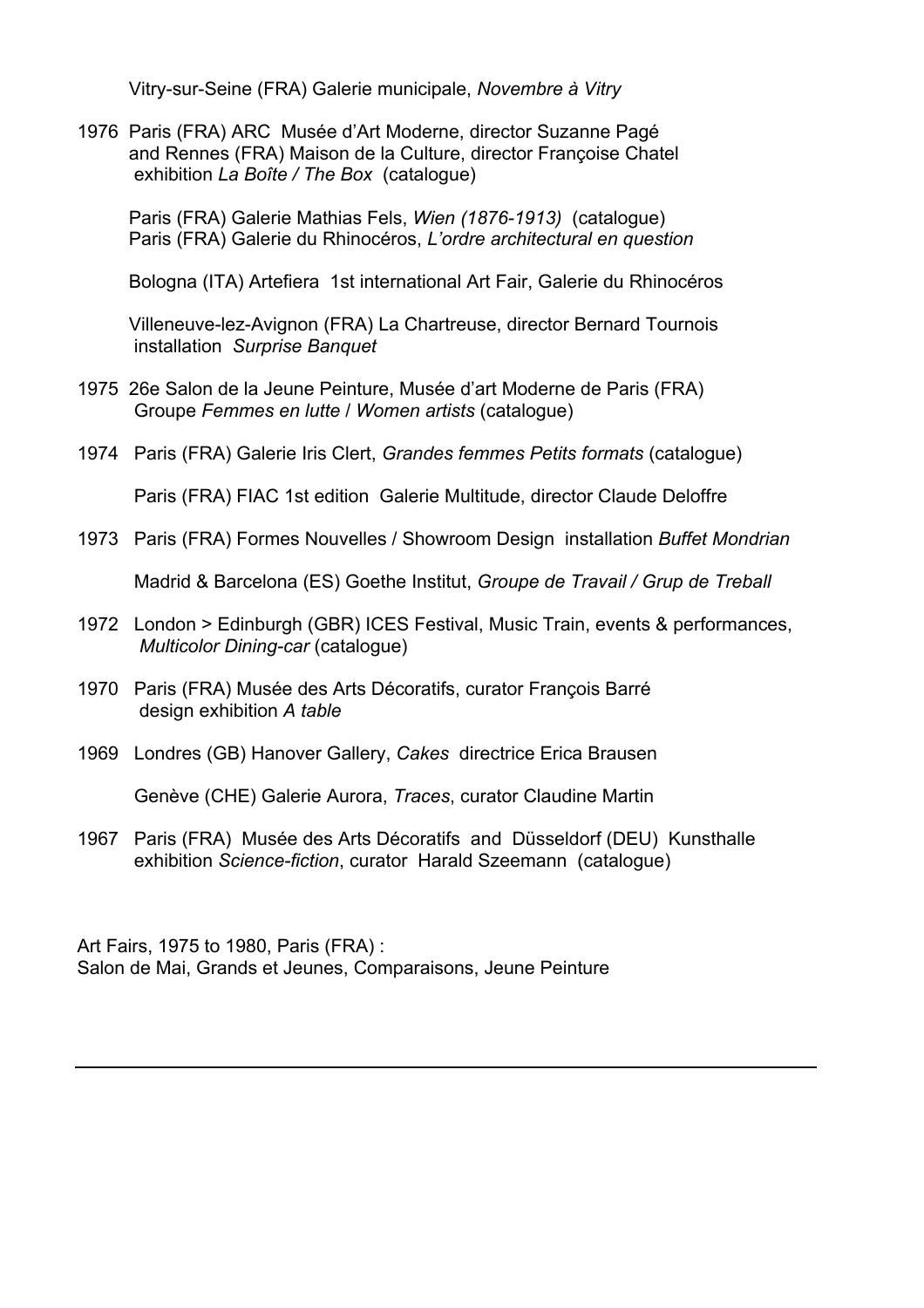Vitry-sur-Seine (FRA) Galerie municipale, *Novembre à Vitry*

1976 Paris (FRA) ARC Musée d'Art Moderne, director Suzanne Pagé
and Rennes (FRA) Maison de la Culture, director Françoise Chatel
exhibition *La Boîte / The Box* (catalogue)

Paris (FRA) Galerie Mathias Fels, *Wien (1876-1913)* (catalogue)
Paris (FRA) Galerie du Rhinocéros, *L'ordre architectural en question*

Bologna (ITA) Artefiera 1st international Art Fair, Galerie du Rhinocéros

Villeneuve-lez-Avignon (FRA) La Chartreuse, director Bernard Tournois
installation *Surprise Banquet*

1975 26e Salon de la Jeune Peinture, Musée d'art Moderne de Paris (FRA)
Groupe *Femmes en lutte* / *Women artists* (catalogue)

1974 Paris (FRA) Galerie Iris Clert, *Grandes femmes Petits formats* (catalogue)

Paris (FRA) FIAC 1st edition Galerie Multitude, director Claude Deloffre

1973 Paris (FRA) Formes Nouvelles / Showroom Design installation *Buffet Mondrian*

Madrid & Barcelona (ES) Goethe Institut, *Groupe de Travail / Grup de Treball*

1972 London > Edinburgh (GBR) ICES Festival, Music Train, events & performances,
*Multicolor Dining-car* (catalogue)

1970 Paris (FRA) Musée des Arts Décoratifs, curator François Barré
design exhibition *A table*

1969 Londres (GB) Hanover Gallery, *Cakes* directrice Erica Brausen

Genève (CHE) Galerie Aurora, *Traces*, curator Claudine Martin

1967 Paris (FRA) Musée des Arts Décoratifs and Düsseldorf (DEU) Kunsthalle
exhibition *Science-fiction*, curator Harald Szeemann (catalogue)

Art Fairs, 1975 to 1980, Paris (FRA) :
Salon de Mai, Grands et Jeunes, Comparaisons, Jeune Peinture

---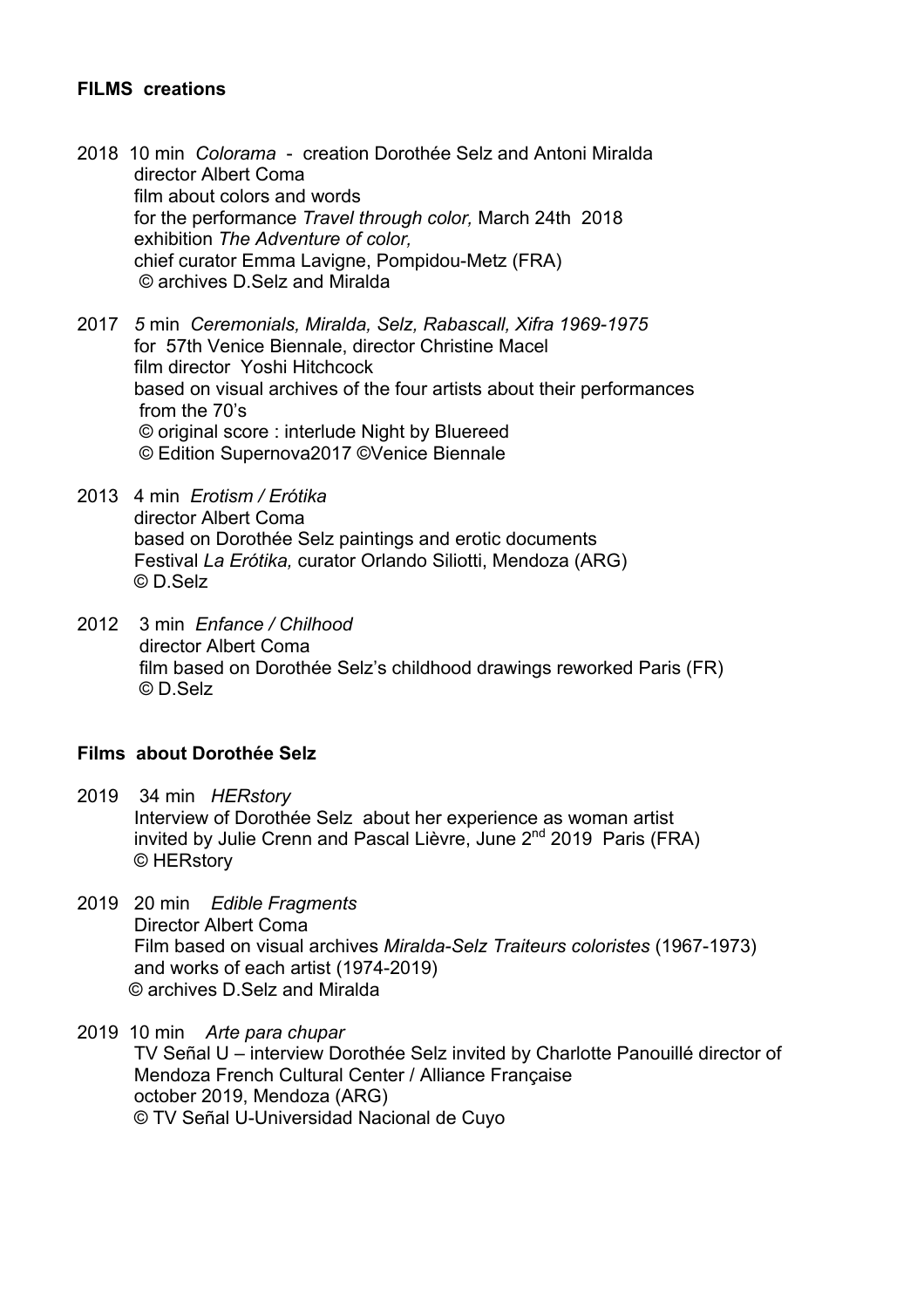## FILMS creations

2018 10 min *Colorama* - creation Dorothée Selz and Antoni Miralda
director Albert Coma
film about colors and words
for the performance *Travel through color,* March 24th 2018
exhibition *The Adventure of color,*
chief curator Emma Lavigne, Pompidou-Metz (FRA)
© archives D.Selz and Miralda

2017 *5* min *Ceremonials, Miralda, Selz, Rabascall, Xifra 1969-1975*
for 57th Venice Biennale, director Christine Macel
film director Yoshi Hitchcock
based on visual archives of the four artists about their performances from the 70's
© original score : interlude Night by Bluereed
© Edition Supernova2017 ©Venice Biennale

2013 4 min *Erotism / Erótika*
director Albert Coma
based on Dorothée Selz paintings and erotic documents
Festival *La Erótika,* curator Orlando Siliotti, Mendoza (ARG)
© D.Selz

2012 3 min *Enfance / Chilhood*
director Albert Coma
film based on Dorothée Selz's childhood drawings reworked Paris (FR)
© D.Selz

## Films about Dorothée Selz

2019 34 min *HERstory*
Interview of Dorothée Selz about her experience as woman artist
invited by Julie Crenn and Pascal Lièvre, June 2nd 2019 Paris (FRA)
© HERstory

2019 20 min *Edible Fragments*
Director Albert Coma
Film based on visual archives *Miralda-Selz Traiteurs coloristes* (1967-1973)
and works of each artist (1974-2019)
© archives D.Selz and Miralda

2019 10 min *Arte para chupar*
TV Señal U – interview Dorothée Selz invited by Charlotte Panouillé director of Mendoza French Cultural Center / Alliance Française
october 2019, Mendoza (ARG)
© TV Señal U-Universidad Nacional de Cuyo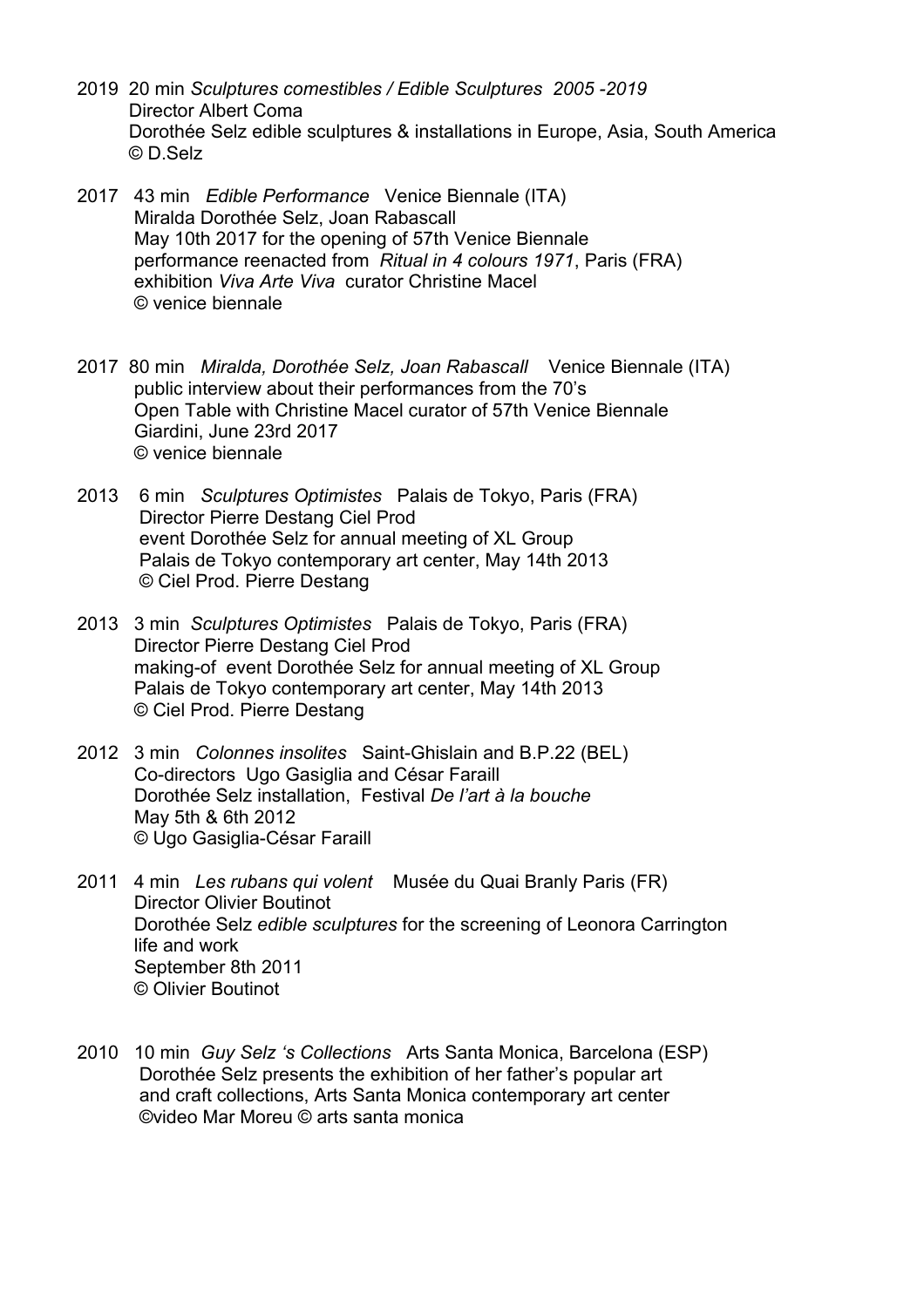2019 20 min *Sculptures comestibles / Edible Sculptures 2005 -2019*
Director Albert Coma
Dorothée Selz edible sculptures & installations in Europe, Asia, South America
© D.Selz

2017 43 min *Edible Performance* Venice Biennale (ITA)
Miralda Dorothée Selz, Joan Rabascall
May 10th 2017 for the opening of 57th Venice Biennale
performance reenacted from *Ritual in 4 colours 1971*, Paris (FRA)
exhibition *Viva Arte Viva* curator Christine Macel
© venice biennale

2017 80 min *Miralda, Dorothée Selz, Joan Rabascall* Venice Biennale (ITA)
public interview about their performances from the 70's
Open Table with Christine Macel curator of 57th Venice Biennale
Giardini, June 23rd 2017
© venice biennale

2013 6 min *Sculptures Optimistes* Palais de Tokyo, Paris (FRA)
Director Pierre Destang Ciel Prod
event Dorothée Selz for annual meeting of XL Group
Palais de Tokyo contemporary art center, May 14th 2013
© Ciel Prod. Pierre Destang

2013 3 min *Sculptures Optimistes* Palais de Tokyo, Paris (FRA)
Director Pierre Destang Ciel Prod
making-of event Dorothée Selz for annual meeting of XL Group
Palais de Tokyo contemporary art center, May 14th 2013
© Ciel Prod. Pierre Destang

2012 3 min *Colonnes insolites* Saint-Ghislain and B.P.22 (BEL)
Co-directors Ugo Gasiglia and César Faraill
Dorothée Selz installation, Festival *De l'art à la bouche*
May 5th & 6th 2012
© Ugo Gasiglia-César Faraill

2011 4 min *Les rubans qui volent* Musée du Quai Branly Paris (FR)
Director Olivier Boutinot
Dorothée Selz *edible sculptures* for the screening of Leonora Carrington life and work
September 8th 2011
© Olivier Boutinot

2010 10 min *Guy Selz 's Collections* Arts Santa Monica, Barcelona (ESP)
Dorothée Selz presents the exhibition of her father's popular art and craft collections, Arts Santa Monica contemporary art center
©video Mar Moreu © arts santa monica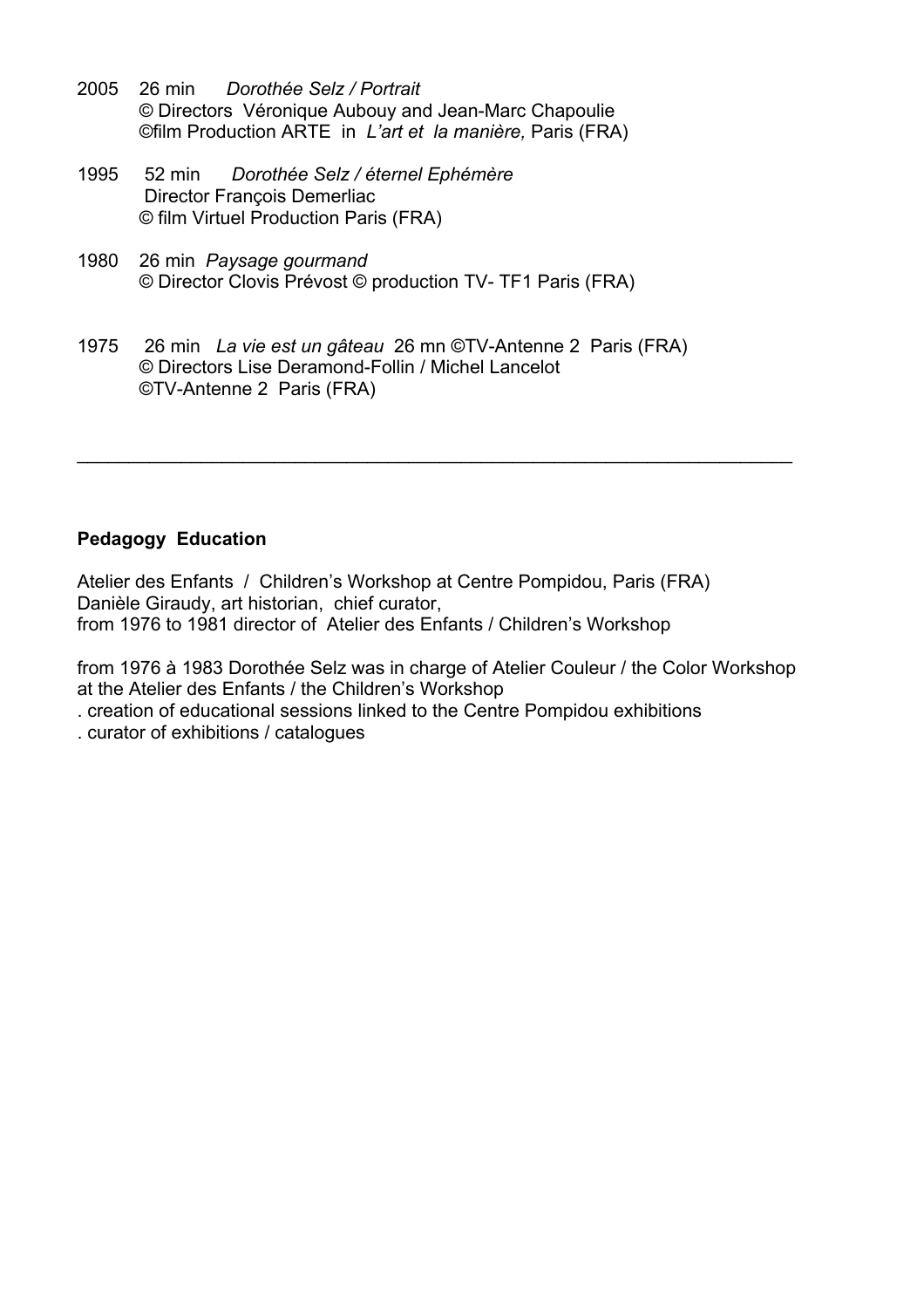2005 26 min *Dorothée Selz / Portrait*
© Directors Véronique Aubouy and Jean-Marc Chapoulie
©film Production ARTE in *L'art et la manière,* Paris (FRA)

1995 52 min *Dorothée Selz / éternel Ephémère*
Director François Demerliac
© film Virtuel Production Paris (FRA)

1980 26 min *Paysage gourmand*
© Director Clovis Prévost © production TV- TF1 Paris (FRA)

1975 26 min *La vie est un gâteau* 26 mn ©TV-Antenne 2 Paris (FRA)
© Directors Lise Deramond-Follin / Michel Lancelot
©TV-Antenne 2 Paris (FRA)

---

**Pedagogy Education**

Atelier des Enfants / Children's Workshop at Centre Pompidou, Paris (FRA)
Danièle Giraudy, art historian, chief curator,
from 1976 to 1981 director of Atelier des Enfants / Children's Workshop

from 1976 à 1983 Dorothée Selz was in charge of Atelier Couleur / the Color Workshop at the Atelier des Enfants / the Children's Workshop
. creation of educational sessions linked to the Centre Pompidou exhibitions
. curator of exhibitions / catalogues